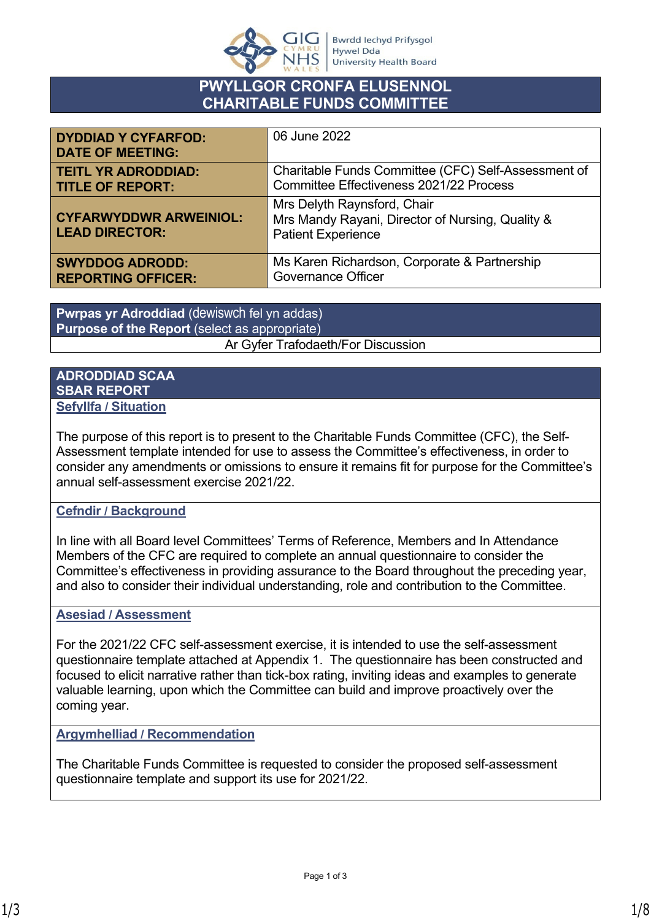# PWYLLGOR CRONFA ELUSENNOL
# CHARITABLE FUNDS COMMITTEE

| | |
|---|---|
| **DYDDIAD Y CYFARFOD:**<br>**DATE OF MEETING:** | 06 June 2022 |
| **TEITL YR ADRODDIAD:**<br>**TITLE OF REPORT:** | Charitable Funds Committee (CFC) Self-Assessment of Committee Effectiveness 2021/22 Process |
| **CYFARWYDDWR ARWEINIOL:**<br>**LEAD DIRECTOR:** | Mrs Delyth Raynsford, Chair<br>Mrs Mandy Rayani, Director of Nursing, Quality & Patient Experience |
| **SWYDDOG ADRODD:**<br>**REPORTING OFFICER:** | Ms Karen Richardson, Corporate & Partnership Governance Officer |

| **Pwrpas yr Adroddiad** (dewiswch fel yn addas)<br>**Purpose of the Report** (select as appropriate) |
|---|
| Ar Gyfer Trafodaeth/For Discussion |

## ADRODDIAD SCAA
## SBAR REPORT

### Sefyllfa / Situation

The purpose of this report is to present to the Charitable Funds Committee (CFC), the Self-Assessment template intended for use to assess the Committee's effectiveness, in order to consider any amendments or omissions to ensure it remains fit for purpose for the Committee's annual self-assessment exercise 2021/22.

### Cefndir / Background

In line with all Board level Committees' Terms of Reference, Members and In Attendance Members of the CFC are required to complete an annual questionnaire to consider the Committee's effectiveness in providing assurance to the Board throughout the preceding year, and also to consider their individual understanding, role and contribution to the Committee.

### Asesiad / Assessment

For the 2021/22 CFC self-assessment exercise, it is intended to use the self-assessment questionnaire template attached at Appendix 1. The questionnaire has been constructed and focused to elicit narrative rather than tick-box rating, inviting ideas and examples to generate valuable learning, upon which the Committee can build and improve proactively over the coming year.

### Argymhelliad / Recommendation

The Charitable Funds Committee is requested to consider the proposed self-assessment questionnaire template and support its use for 2021/22.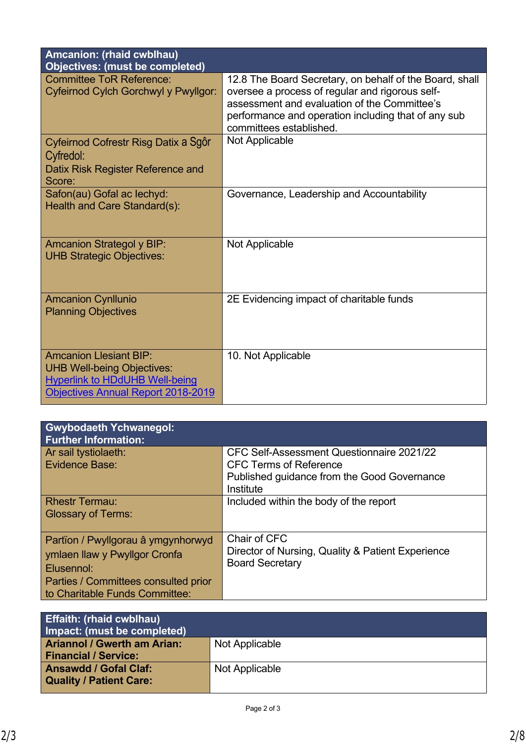| Amcanion: (rhaid cwblhau)<br>Objectives: (must be completed) | |
|---|---|
| Committee ToR Reference:<br>Cyfeirnod Cylch Gorchwyl y Pwyllgor: | 12.8 The Board Secretary, on behalf of the Board, shall oversee a process of regular and rigorous self-assessment and evaluation of the Committee's performance and operation including that of any sub committees established. |
| Cyfeirnod Cofrestr Risg Datix a Sgôr Cyfredol:<br>Datix Risk Register Reference and Score: | Not Applicable |
| Safon(au) Gofal ac Iechyd:<br>Health and Care Standard(s): | Governance, Leadership and Accountability |
| Amcanion Strategol y BIP:<br>UHB Strategic Objectives: | Not Applicable |
| Amcanion Cynllunio<br>Planning Objectives | 2E Evidencing impact of charitable funds |
| Amcanion Llesiant BIP:<br>UHB Well-being Objectives:<br>Hyperlink to HDdUHB Well-being Objectives Annual Report 2018-2019 | 10. Not Applicable |

| Gwybodaeth Ychwanegol:<br>Further Information: | |
|---|---|
| Ar sail tystiolaeth:<br>Evidence Base: | CFC Self-Assessment Questionnaire 2021/22<br>CFC Terms of Reference<br>Published guidance from the Good Governance Institute |
| Rhestr Termau:<br>Glossary of Terms: | Included within the body of the report |
| Partïon / Pwyllgorau â ymgynhorwyd ymlaen llaw y Pwyllgor Cronfa Elusennol:<br>Parties / Committees consulted prior to Charitable Funds Committee: | Chair of CFC<br>Director of Nursing, Quality & Patient Experience<br>Board Secretary |

| Effaith: (rhaid cwblhau)<br>Impact: (must be completed) | |
|---|---|
| **Ariannol / Gwerth am Arian:<br>Financial / Service:** | Not Applicable |
| **Ansawdd / Gofal Claf:<br>Quality / Patient Care:** | Not Applicable |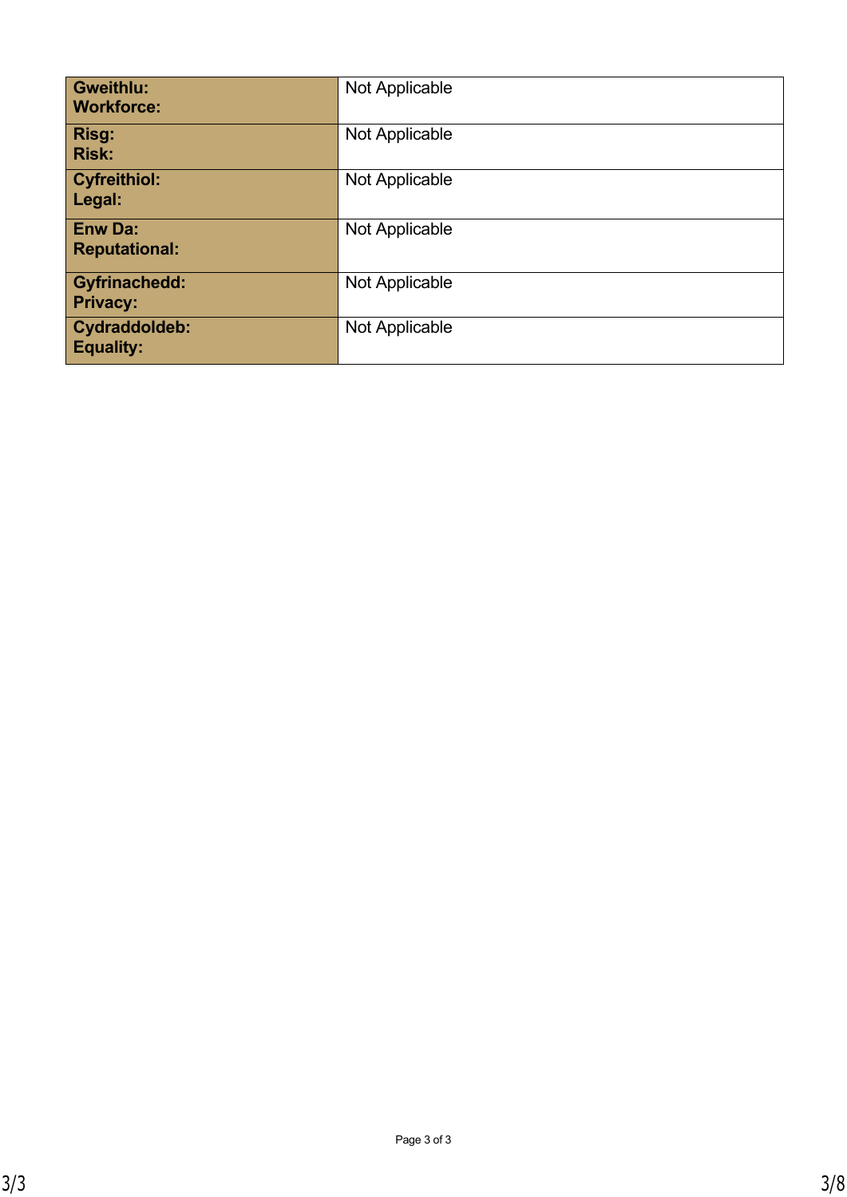| | |
|---|---|
| **Gweithlu:<br>Workforce:** | Not Applicable |
| **Risg:<br>Risk:** | Not Applicable |
| **Cyfreithiol:<br>Legal:** | Not Applicable |
| **Enw Da:<br>Reputational:** | Not Applicable |
| **Gyfrinachedd:<br>Privacy:** | Not Applicable |
| **Cydraddoldeb:<br>Equality:** | Not Applicable |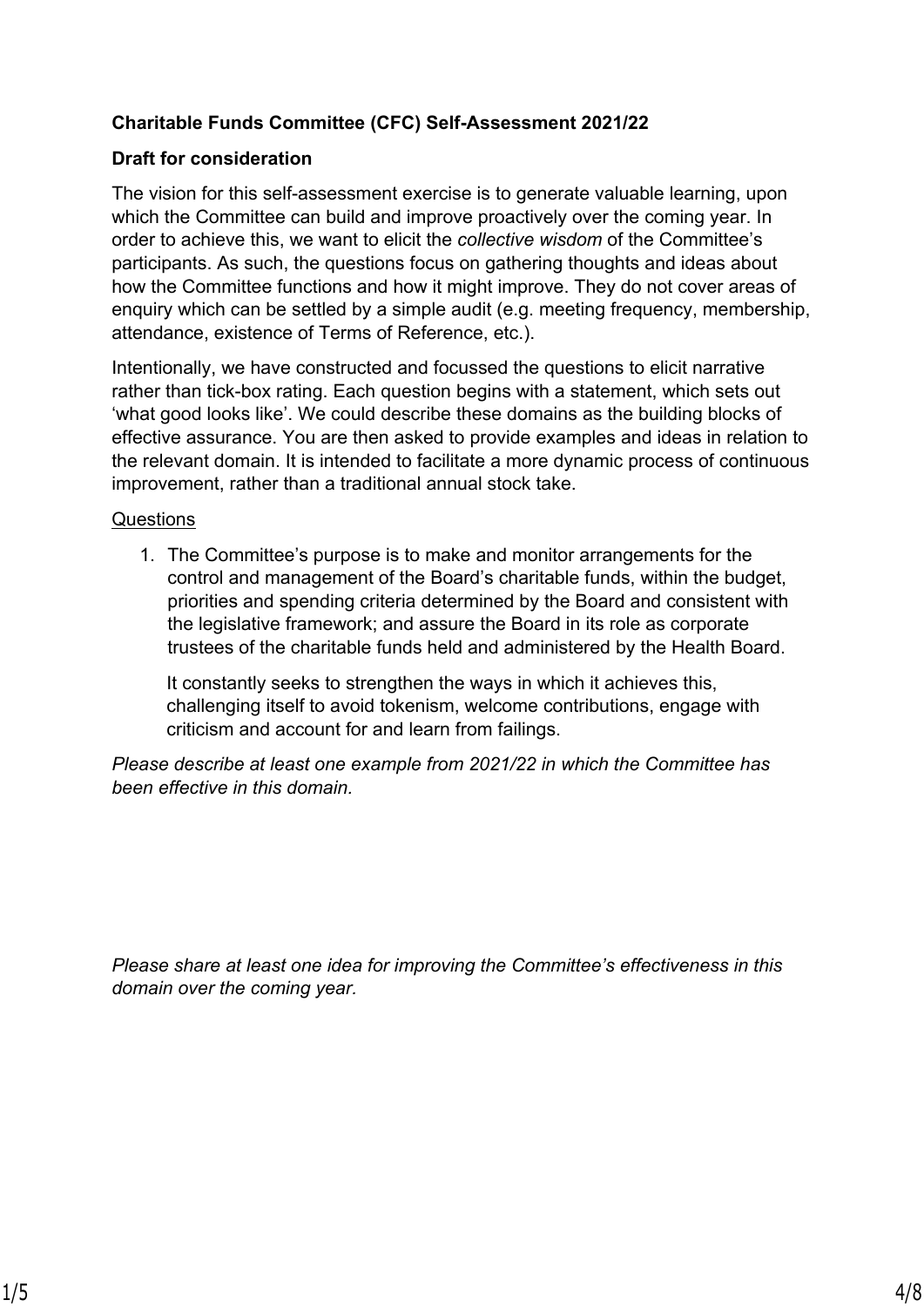**Charitable Funds Committee (CFC) Self-Assessment 2021/22**

**Draft for consideration**

The vision for this self-assessment exercise is to generate valuable learning, upon which the Committee can build and improve proactively over the coming year. In order to achieve this, we want to elicit the *collective wisdom* of the Committee's participants. As such, the questions focus on gathering thoughts and ideas about how the Committee functions and how it might improve. They do not cover areas of enquiry which can be settled by a simple audit (e.g. meeting frequency, membership, attendance, existence of Terms of Reference, etc.).

Intentionally, we have constructed and focussed the questions to elicit narrative rather than tick-box rating. Each question begins with a statement, which sets out 'what good looks like'. We could describe these domains as the building blocks of effective assurance. You are then asked to provide examples and ideas in relation to the relevant domain. It is intended to facilitate a more dynamic process of continuous improvement, rather than a traditional annual stock take.

<u>Questions</u>

1. The Committee's purpose is to make and monitor arrangements for the control and management of the Board's charitable funds, within the budget, priorities and spending criteria determined by the Board and consistent with the legislative framework; and assure the Board in its role as corporate trustees of the charitable funds held and administered by the Health Board.

   It constantly seeks to strengthen the ways in which it achieves this, challenging itself to avoid tokenism, welcome contributions, engage with criticism and account for and learn from failings.

*Please describe at least one example from 2021/22 in which the Committee has been effective in this domain.*

*Please share at least one idea for improving the Committee's effectiveness in this domain over the coming year.*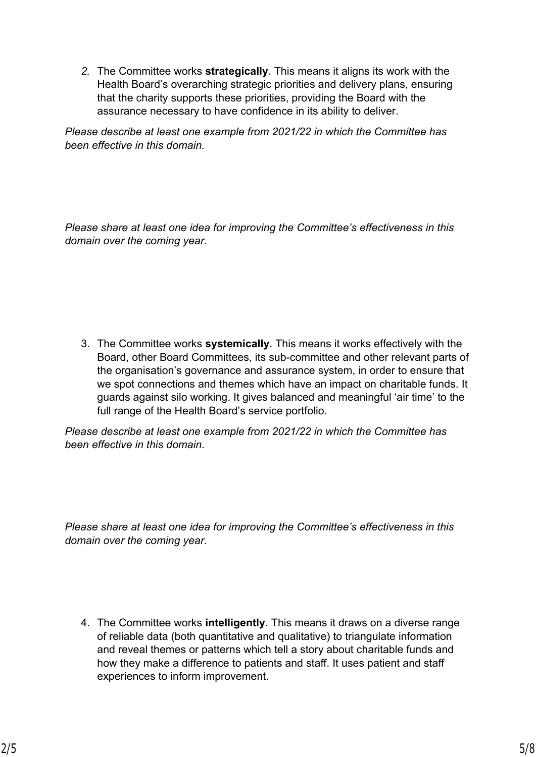2. The Committee works **strategically**. This means it aligns its work with the Health Board's overarching strategic priorities and delivery plans, ensuring that the charity supports these priorities, providing the Board with the assurance necessary to have confidence in its ability to deliver.

*Please describe at least one example from 2021/22 in which the Committee has been effective in this domain.*

*Please share at least one idea for improving the Committee's effectiveness in this domain over the coming year.*

3. The Committee works **systemically**. This means it works effectively with the Board, other Board Committees, its sub-committee and other relevant parts of the organisation's governance and assurance system, in order to ensure that we spot connections and themes which have an impact on charitable funds. It guards against silo working. It gives balanced and meaningful 'air time' to the full range of the Health Board's service portfolio.

*Please describe at least one example from 2021/22 in which the Committee has been effective in this domain.*

*Please share at least one idea for improving the Committee's effectiveness in this domain over the coming year.*

4. The Committee works **intelligently**. This means it draws on a diverse range of reliable data (both quantitative and qualitative) to triangulate information and reveal themes or patterns which tell a story about charitable funds and how they make a difference to patients and staff. It uses patient and staff experiences to inform improvement.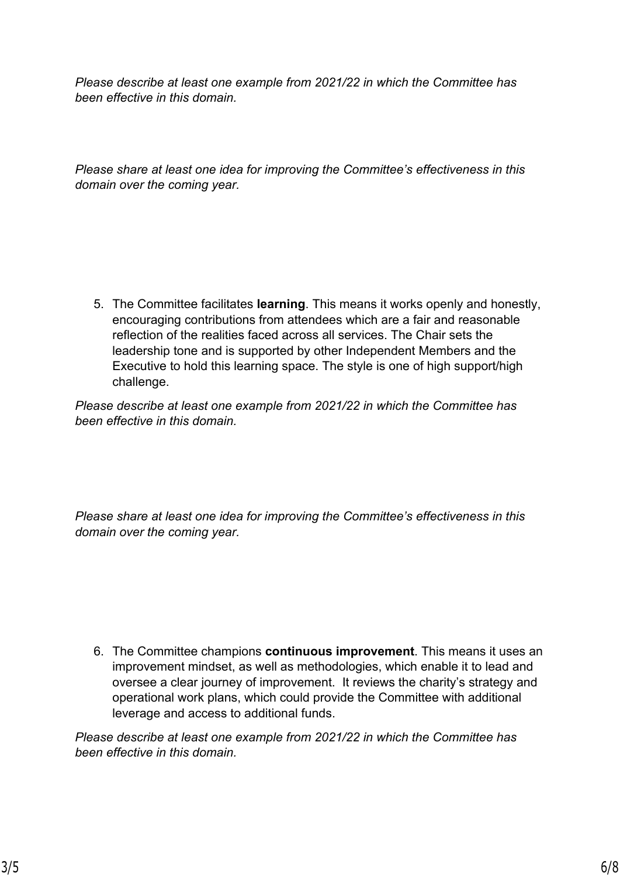*Please describe at least one example from 2021/22 in which the Committee has been effective in this domain.*

*Please share at least one idea for improving the Committee's effectiveness in this domain over the coming year.*

5. The Committee facilitates **learning**. This means it works openly and honestly, encouraging contributions from attendees which are a fair and reasonable reflection of the realities faced across all services. The Chair sets the leadership tone and is supported by other Independent Members and the Executive to hold this learning space. The style is one of high support/high challenge.

*Please describe at least one example from 2021/22 in which the Committee has been effective in this domain.*

*Please share at least one idea for improving the Committee's effectiveness in this domain over the coming year.*

6. The Committee champions **continuous improvement**. This means it uses an improvement mindset, as well as methodologies, which enable it to lead and oversee a clear journey of improvement. It reviews the charity's strategy and operational work plans, which could provide the Committee with additional leverage and access to additional funds.

*Please describe at least one example from 2021/22 in which the Committee has been effective in this domain.*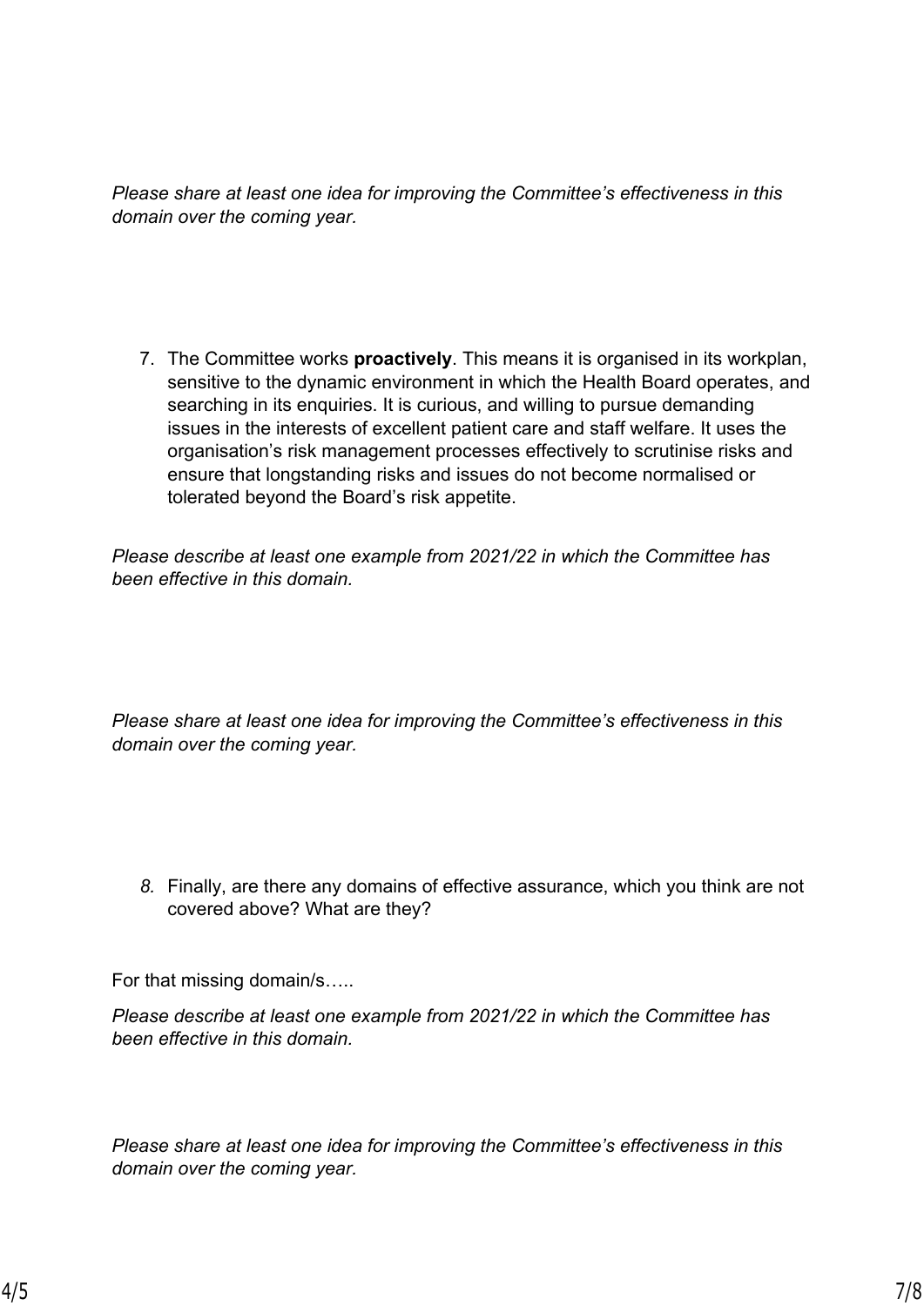*Please share at least one idea for improving the Committee's effectiveness in this domain over the coming year.*

7. The Committee works **proactively**. This means it is organised in its workplan, sensitive to the dynamic environment in which the Health Board operates, and searching in its enquiries. It is curious, and willing to pursue demanding issues in the interests of excellent patient care and staff welfare. It uses the organisation's risk management processes effectively to scrutinise risks and ensure that longstanding risks and issues do not become normalised or tolerated beyond the Board's risk appetite.

*Please describe at least one example from 2021/22 in which the Committee has been effective in this domain.*

*Please share at least one idea for improving the Committee's effectiveness in this domain over the coming year.*

8. Finally, are there any domains of effective assurance, which you think are not covered above? What are they?

For that missing domain/s…..

*Please describe at least one example from 2021/22 in which the Committee has been effective in this domain.*

*Please share at least one idea for improving the Committee's effectiveness in this domain over the coming year.*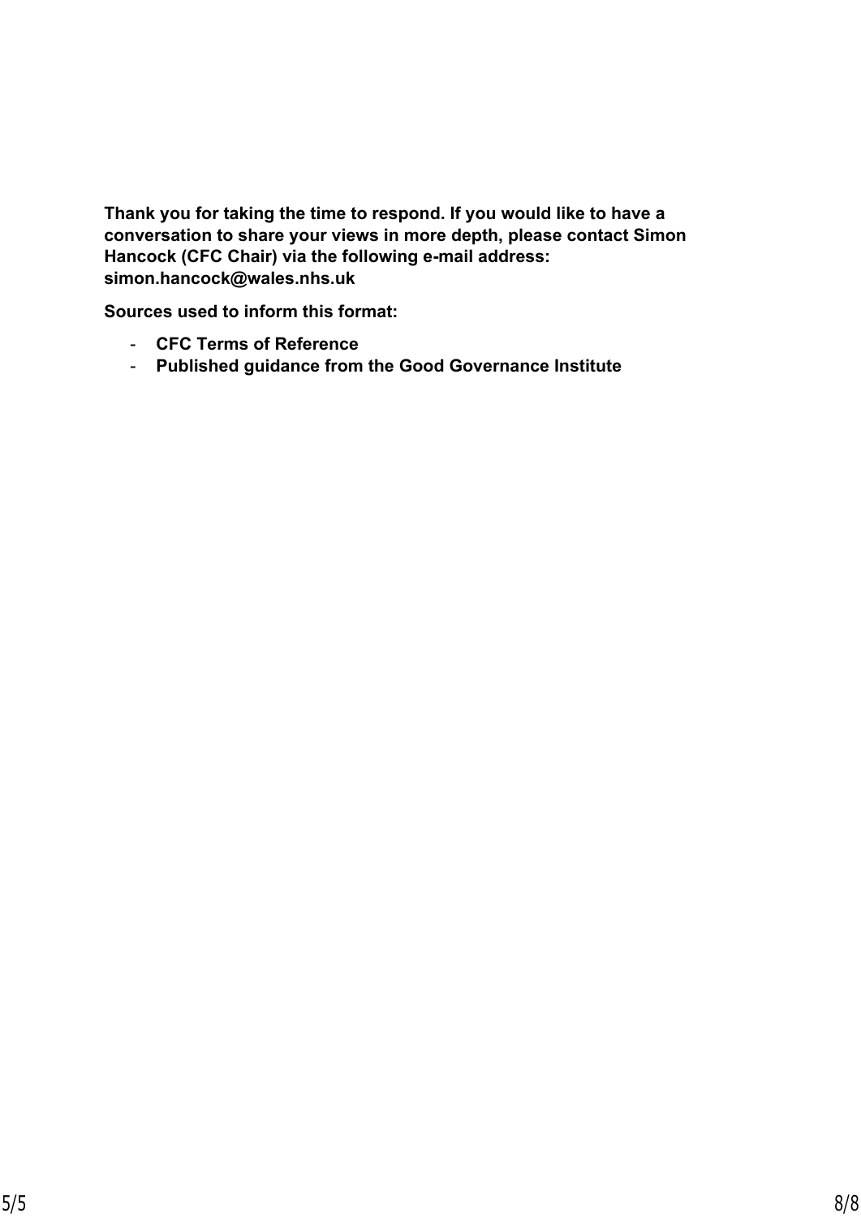**Thank you for taking the time to respond. If you would like to have a conversation to share your views in more depth, please contact Simon Hancock (CFC Chair) via the following e-mail address: simon.hancock@wales.nhs.uk**

**Sources used to inform this format:**

- **CFC Terms of Reference**
- **Published guidance from the Good Governance Institute**